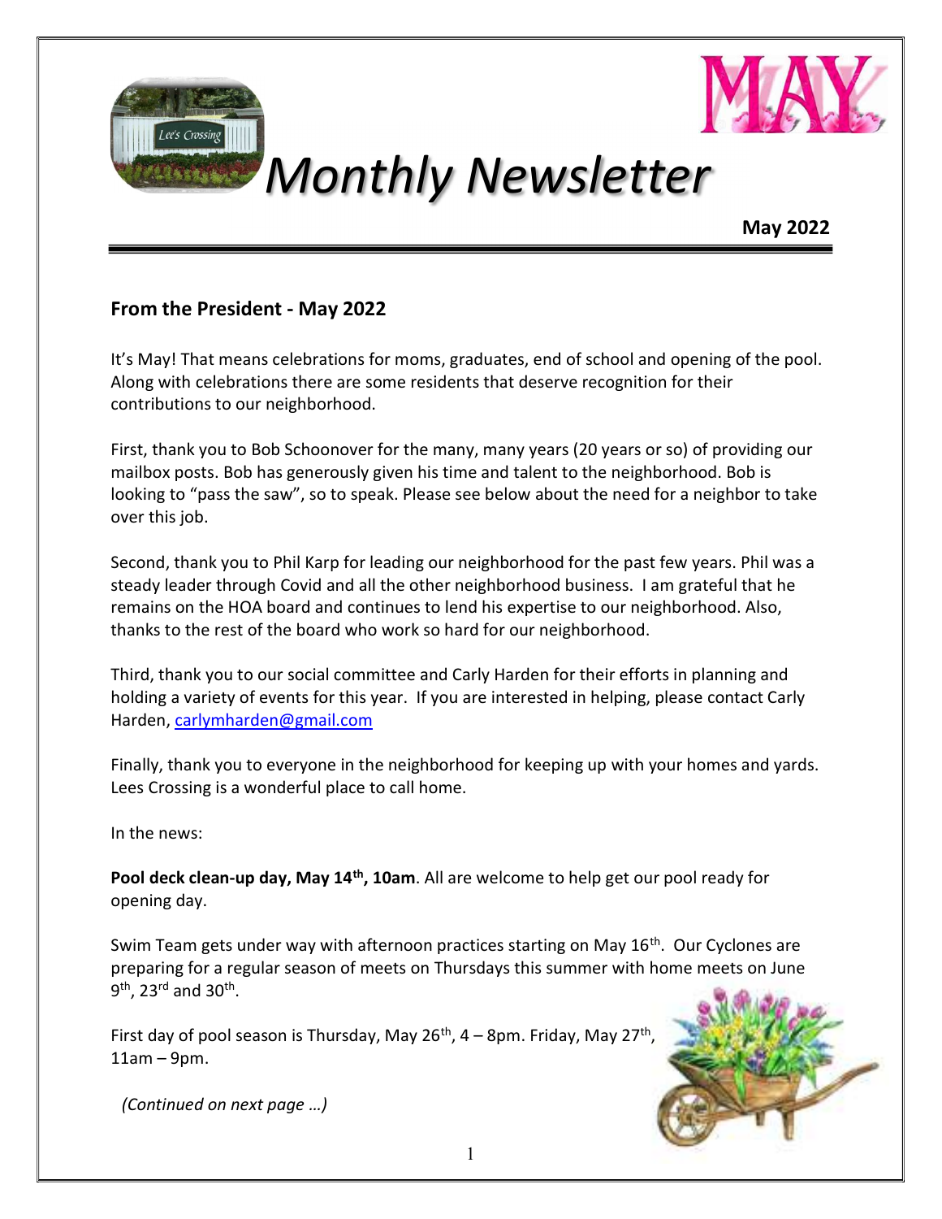# Monthly Newsletter

**May 2022**

## From the President - May 2022

It's May! That means celebrations for moms, graduates, end of school and opening of the pool. Along with celebrations there are some residents that deserve recognition for their contributions to our neighborhood.

First, thank you to Bob Schoonover for the many, many years (20 years or so) of providing our mailbox posts. Bob has generously given his time and talent to the neighborhood. Bob is looking to "pass the saw", so to speak. Please see below about the need for a neighbor to take over this job.

Second, thank you to Phil Karp for leading our neighborhood for the past few years. Phil was a steady leader through Covid and all the other neighborhood business. I am grateful that he remains on the HOA board and continues to lend his expertise to our neighborhood. Also, thanks to the rest of the board who work so hard for our neighborhood.

Third, thank you to our social committee and Carly Harden for their efforts in planning and holding a variety of events for this year. If you are interested in helping, please contact Carly Harden, carlymharden@gmail.com

Finally, thank you to everyone in the neighborhood for keeping up with your homes and yards. Lees Crossing is a wonderful place to call home.

In the news:

**Pool deck clean-up day, May 14th, 10am**. All are welcome to help get our pool ready for opening day.

Swim Team gets under way with afternoon practices starting on May 16th. Our Cyclones are preparing for a regular season of meets on Thursdays this summer with home meets on June 9th, 23rd and 30th.

First day of pool season is Thursday, May 26th, 4 – 8pm. Friday, May 27th, 11am – 9pm.

*(Continued on next page …)*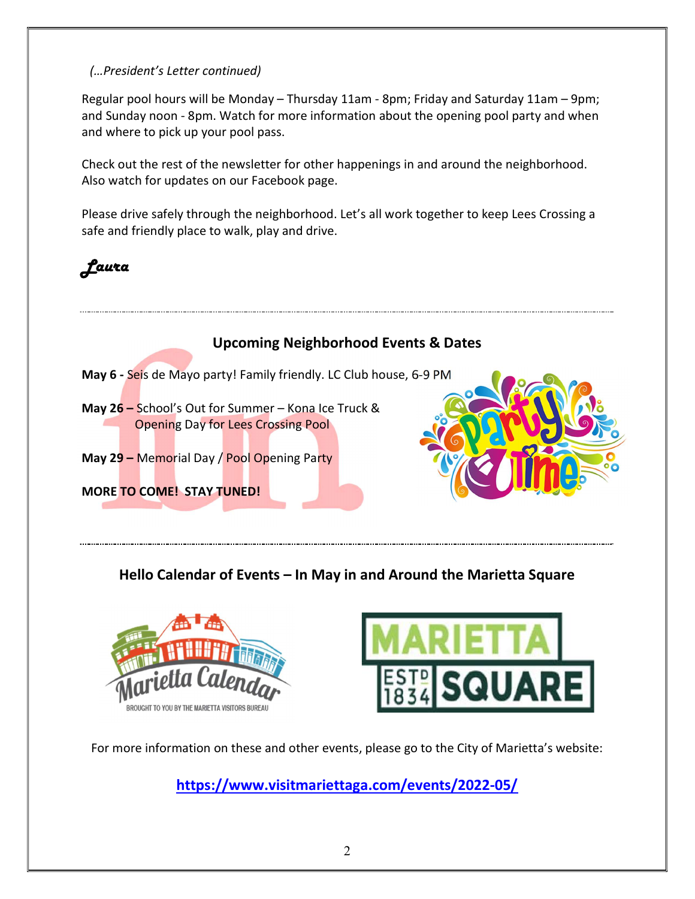*(…President's Letter continued)*

Regular pool hours will be Monday – Thursday 11am - 8pm; Friday and Saturday 11am – 9pm; and Sunday noon - 8pm. Watch for more information about the opening pool party and when and where to pick up your pool pass.

Check out the rest of the newsletter for other happenings in and around the neighborhood. Also watch for updates on our Facebook page.

Please drive safely through the neighborhood. Let's all work together to keep Lees Crossing a safe and friendly place to walk, play and drive.

*Laura*

---

## Upcoming Neighborhood Events & Dates

**May 6 -** Seis de Mayo party! Family friendly. LC Club house, 6-9 PM

**May 26 –** School's Out for Summer – Kona Ice Truck & Opening Day for Lees Crossing Pool

**May 29 –** Memorial Day / Pool Opening Party

**MORE TO COME! STAY TUNED!**

---

## Hello Calendar of Events – In May in and Around the Marietta Square

Marietta Calendar — BROUGHT TO YOU BY THE MARIETTA VISITORS BUREAU

MARIETTA ESTD 1834 SQUARE

For more information on these and other events, please go to the City of Marietta's website:

**https://www.visitmariettaga.com/events/2022-05/**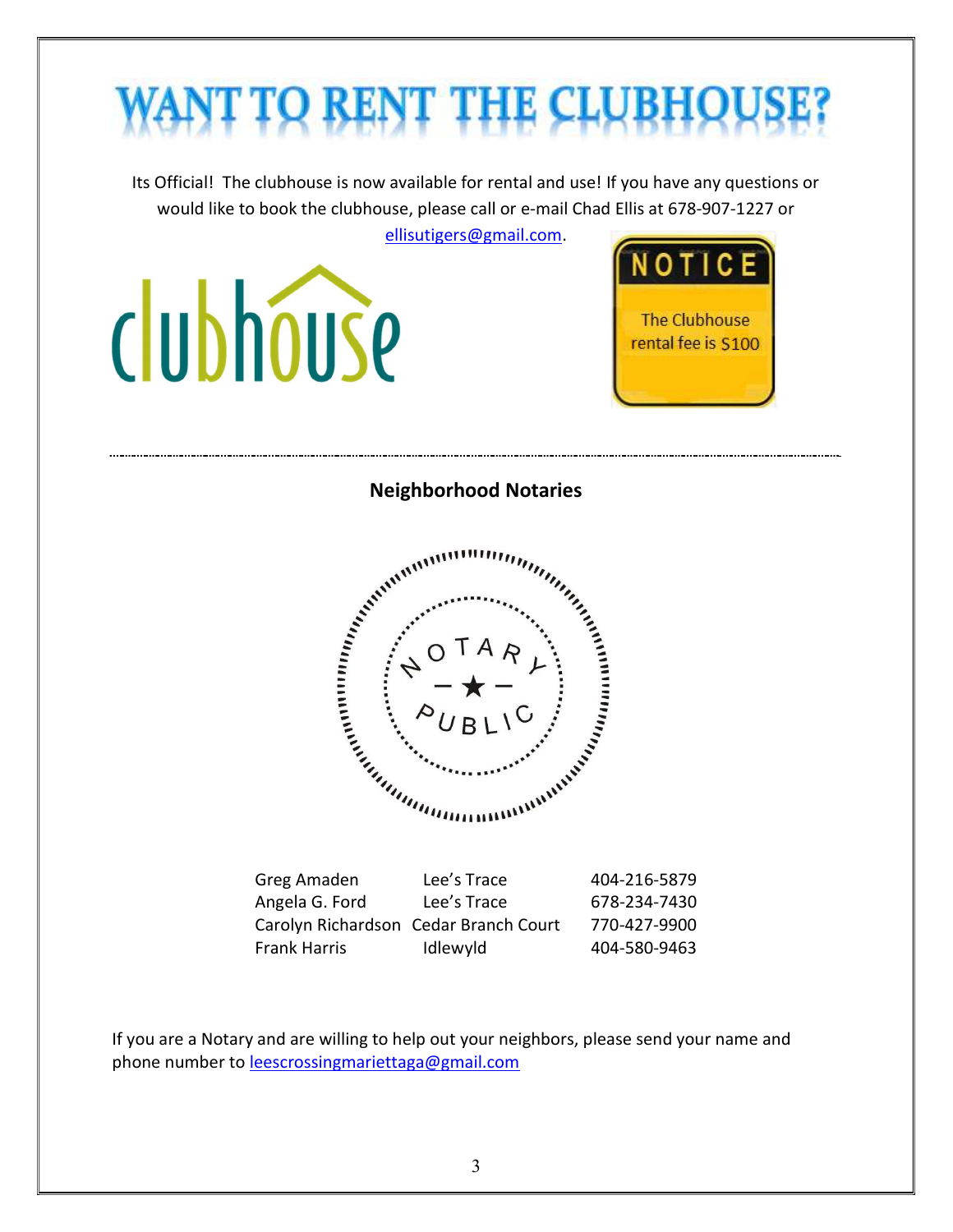# WANT TO RENT THE CLUBHOUSE?

Its Official! The clubhouse is now available for rental and use! If you have any questions or would like to book the clubhouse, please call or e-mail Chad Ellis at 678-907-1227 or ellisutigers@gmail.com.

clubhouse

**NOTICE**

The Clubhouse rental fee is $100

---

## Neighborhood Notaries

NOTARY PUBLIC

| | | |
|---|---|---|
| Greg Amaden | Lee's Trace | 404-216-5879 |
| Angela G. Ford | Lee's Trace | 678-234-7430 |
| Carolyn Richardson | Cedar Branch Court | 770-427-9900 |
| Frank Harris | Idlewyld | 404-580-9463 |

If you are a Notary and are willing to help out your neighbors, please send your name and phone number to leescrossingmariettaga@gmail.com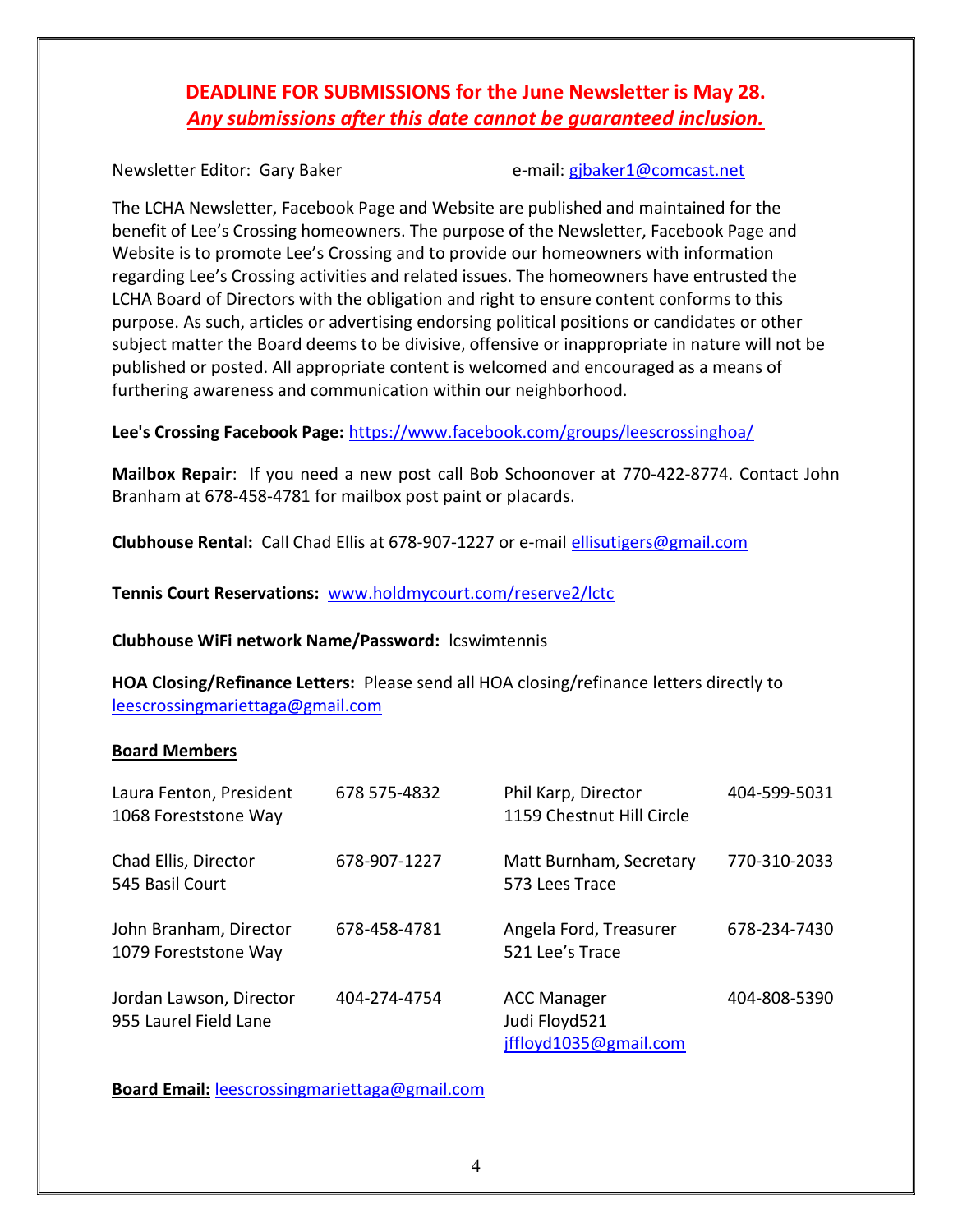**DEADLINE FOR SUBMISSIONS for the June Newsletter is May 28.**
***Any submissions after this date cannot be guaranteed inclusion.***

Newsletter Editor: Gary Baker e-mail: gjbaker1@comcast.net

The LCHA Newsletter, Facebook Page and Website are published and maintained for the benefit of Lee's Crossing homeowners. The purpose of the Newsletter, Facebook Page and Website is to promote Lee's Crossing and to provide our homeowners with information regarding Lee's Crossing activities and related issues. The homeowners have entrusted the LCHA Board of Directors with the obligation and right to ensure content conforms to this purpose. As such, articles or advertising endorsing political positions or candidates or other subject matter the Board deems to be divisive, offensive or inappropriate in nature will not be published or posted. All appropriate content is welcomed and encouraged as a means of furthering awareness and communication within our neighborhood.

**Lee's Crossing Facebook Page:** https://www.facebook.com/groups/leescrossinghoa/

**Mailbox Repair**: If you need a new post call Bob Schoonover at 770-422-8774. Contact John Branham at 678-458-4781 for mailbox post paint or placards.

**Clubhouse Rental:** Call Chad Ellis at 678-907-1227 or e-mail ellisutigers@gmail.com

**Tennis Court Reservations:** www.holdmycourt.com/reserve2/lctc

**Clubhouse WiFi network Name/Password:** lcswimtennis

**HOA Closing/Refinance Letters:** Please send all HOA closing/refinance letters directly to leescrossingmariettaga@gmail.com

**Board Members**

| | | | |
|---|---|---|---|
| Laura Fenton, President<br>1068 Foreststone Way | 678 575-4832 | Phil Karp, Director<br>1159 Chestnut Hill Circle | 404-599-5031 |
| Chad Ellis, Director<br>545 Basil Court | 678-907-1227 | Matt Burnham, Secretary<br>573 Lees Trace | 770-310-2033 |
| John Branham, Director<br>1079 Foreststone Way | 678-458-4781 | Angela Ford, Treasurer<br>521 Lee's Trace | 678-234-7430 |
| Jordan Lawson, Director<br>955 Laurel Field Lane | 404-274-4754 | ACC Manager<br>Judi Floyd521<br>jffloyd1035@gmail.com | 404-808-5390 |

**Board Email:** leescrossingmariettaga@gmail.com